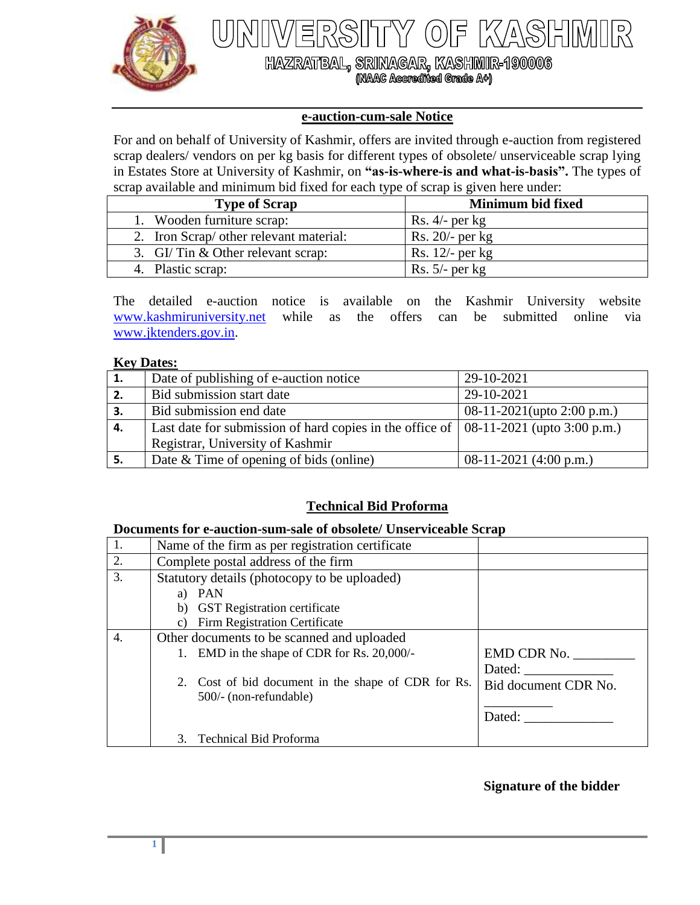# UNIVERSITY OF KASHMIR

**HAZRATBAL, SRINAGAR, KASHMIR-190006**

**(NAAC Accredited Grade A+)**

## e-auction-cum-sale Notice

For and on behalf of University of Kashmir, offers are invited through e-auction from registered scrap dealers/ vendors on per kg basis for different types of obsolete/ unserviceable scrap lying in Estates Store at University of Kashmir, on **"as-is-where-is and what-is-basis".** The types of scrap available and minimum bid fixed for each type of scrap is given here under:

| Type of Scrap | Minimum bid fixed |
|---|---|
| 1. Wooden furniture scrap: | Rs. 4/- per kg |
| 2. Iron Scrap/ other relevant material: | Rs. 20/- per kg |
| 3. GI/ Tin & Other relevant scrap: | Rs. 12/- per kg |
| 4. Plastic scrap: | Rs. 5/- per kg |

The detailed e-auction notice is available on the Kashmir University website www.kashmiruniversity.net while as the offers can be submitted online via www.jktenders.gov.in.

**Key Dates:**

| | | |
|---|---|---|
| **1.** | Date of publishing of e-auction notice | 29-10-2021 |
| **2.** | Bid submission start date | 29-10-2021 |
| **3.** | Bid submission end date | 08-11-2021(upto 2:00 p.m.) |
| **4.** | Last date for submission of hard copies in the office of Registrar, University of Kashmir | 08-11-2021 (upto 3:00 p.m.) |
| **5.** | Date & Time of opening of bids (online) | 08-11-2021 (4:00 p.m.) |

## Technical Bid Proforma

**Documents for e-auction-sum-sale of obsolete/ Unserviceable Scrap**

| | | |
|---|---|---|
| 1. | Name of the firm as per registration certificate | |
| 2. | Complete postal address of the firm | |
| 3. | Statutory details (photocopy to be uploaded)<br>a) PAN<br>b) GST Registration certificate<br>c) Firm Registration Certificate | |
| 4. | Other documents to be scanned and uploaded<br>1. EMD in the shape of CDR for Rs. 20,000/-<br>2. Cost of bid document in the shape of CDR for Rs. 500/- (non-refundable)<br>3. Technical Bid Proforma | EMD CDR No. _________<br>Dated: _____________<br>Bid document CDR No. __________<br>Dated: _____________ |

**Signature of the bidder**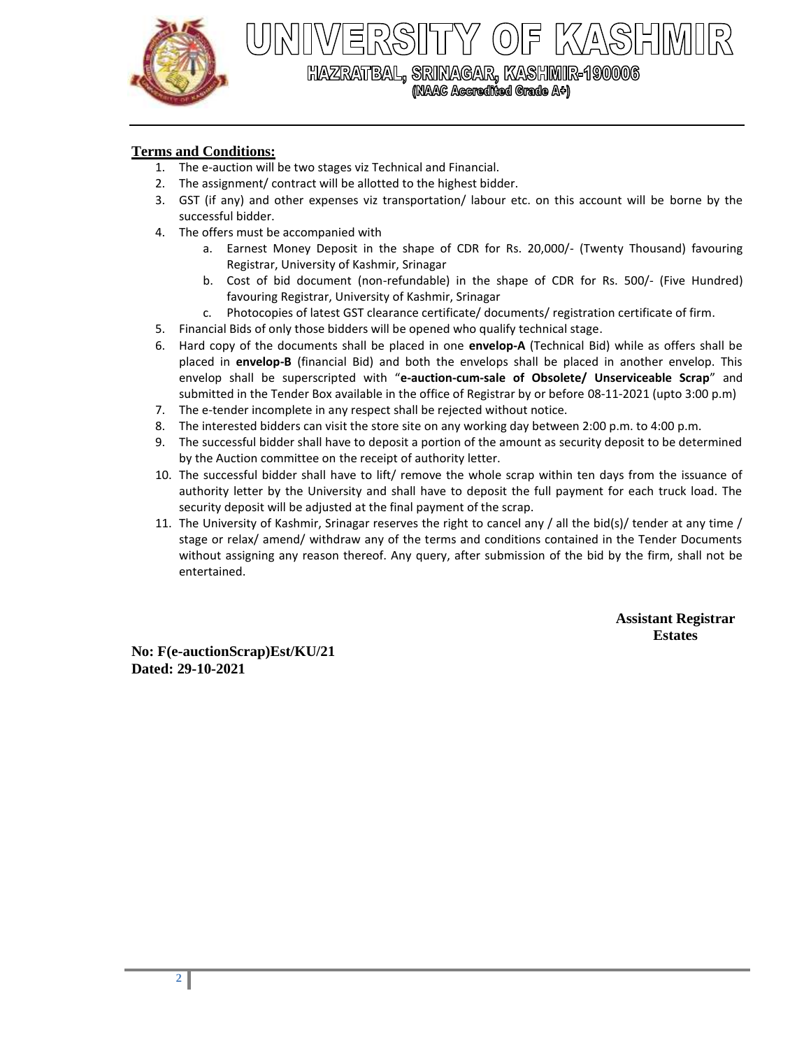# UNIVERSITY OF KASHMIR

**HAZRATBAL, SRINAGAR, KASHMIR-190006**

**(NAAC Accredited Grade A+)**

## Terms and Conditions:

1. The e-auction will be two stages viz Technical and Financial.
2. The assignment/ contract will be allotted to the highest bidder.
3. GST (if any) and other expenses viz transportation/ labour etc. on this account will be borne by the successful bidder.
4. The offers must be accompanied with
   a. Earnest Money Deposit in the shape of CDR for Rs. 20,000/- (Twenty Thousand) favouring Registrar, University of Kashmir, Srinagar
   b. Cost of bid document (non-refundable) in the shape of CDR for Rs. 500/- (Five Hundred) favouring Registrar, University of Kashmir, Srinagar
   c. Photocopies of latest GST clearance certificate/ documents/ registration certificate of firm.
5. Financial Bids of only those bidders will be opened who qualify technical stage.
6. Hard copy of the documents shall be placed in one **envelop-A** (Technical Bid) while as offers shall be placed in **envelop-B** (financial Bid) and both the envelops shall be placed in another envelop. This envelop shall be superscripted with "**e-auction-cum-sale of Obsolete/ Unserviceable Scrap**" and submitted in the Tender Box available in the office of Registrar by or before 08-11-2021 (upto 3:00 p.m)
7. The e-tender incomplete in any respect shall be rejected without notice.
8. The interested bidders can visit the store site on any working day between 2:00 p.m. to 4:00 p.m.
9. The successful bidder shall have to deposit a portion of the amount as security deposit to be determined by the Auction committee on the receipt of authority letter.
10. The successful bidder shall have to lift/ remove the whole scrap within ten days from the issuance of authority letter by the University and shall have to deposit the full payment for each truck load. The security deposit will be adjusted at the final payment of the scrap.
11. The University of Kashmir, Srinagar reserves the right to cancel any / all the bid(s)/ tender at any time / stage or relax/ amend/ withdraw any of the terms and conditions contained in the Tender Documents without assigning any reason thereof. Any query, after submission of the bid by the firm, shall not be entertained.

**Assistant Registrar**
**Estates**

**No: F(e-auctionScrap)Est/KU/21**
**Dated: 29-10-2021**